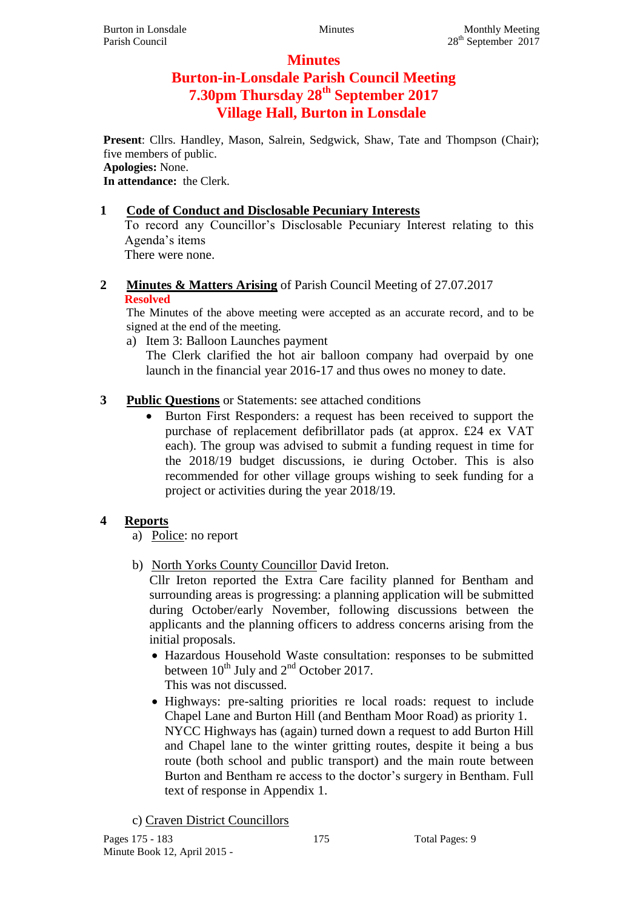# Minutes

# Burton-in-Lonsdale Parish Council Meeting

# 7.30pm Thursday 28th September 2017

# Village Hall, Burton in Lonsdale

**Present**: Cllrs. Handley, Mason, Salrein, Sedgwick, Shaw, Tate and Thompson (Chair); five members of public.
**Apologies:** None.
**In attendance:** the Clerk.

## 1 Code of Conduct and Disclosable Pecuniary Interests

To record any Councillor's Disclosable Pecuniary Interest relating to this Agenda's items
There were none.

## 2 Minutes & Matters Arising of Parish Council Meeting of 27.07.2017

**Resolved**
The Minutes of the above meeting were accepted as an accurate record, and to be signed at the end of the meeting.

a) Item 3: Balloon Launches payment
The Clerk clarified the hot air balloon company had overpaid by one launch in the financial year 2016-17 and thus owes no money to date.

## 3 Public Questions or Statements: see attached conditions

- Burton First Responders: a request has been received to support the purchase of replacement defibrillator pads (at approx. £24 ex VAT each). The group was advised to submit a funding request in time for the 2018/19 budget discussions, ie during October. This is also recommended for other village groups wishing to seek funding for a project or activities during the year 2018/19.

## 4 Reports

a) Police: no report

b) North Yorks County Councillor David Ireton.
Cllr Ireton reported the Extra Care facility planned for Bentham and surrounding areas is progressing: a planning application will be submitted during October/early November, following discussions between the applicants and the planning officers to address concerns arising from the initial proposals.

- Hazardous Household Waste consultation: responses to be submitted between 10th July and 2nd October 2017.
This was not discussed.
- Highways: pre-salting priorities re local roads: request to include Chapel Lane and Burton Hill (and Bentham Moor Road) as priority 1.
NYCC Highways has (again) turned down a request to add Burton Hill and Chapel lane to the winter gritting routes, despite it being a bus route (both school and public transport) and the main route between Burton and Bentham re access to the doctor's surgery in Bentham. Full text of response in Appendix 1.

c) Craven District Councillors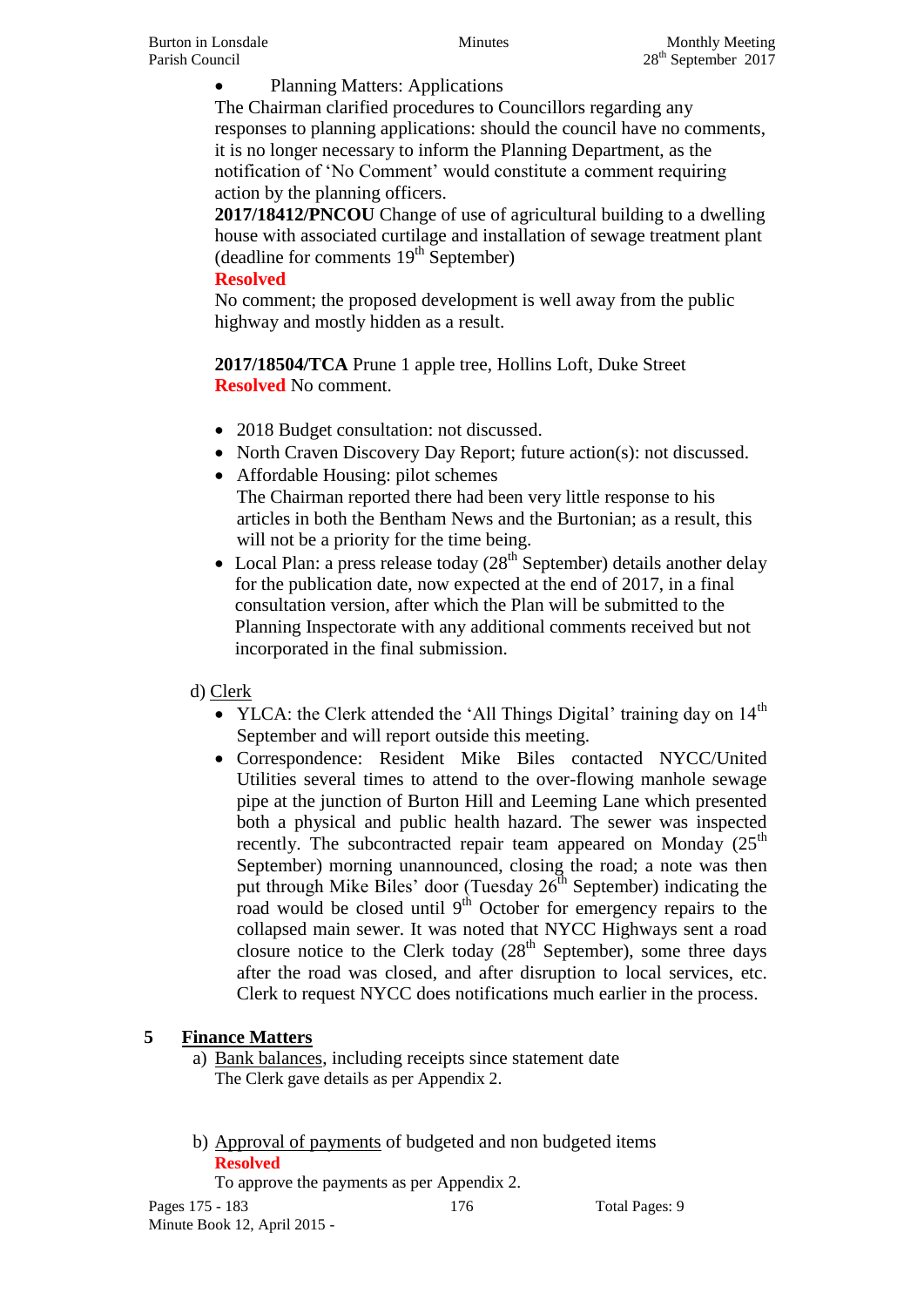- Planning Matters: Applications

The Chairman clarified procedures to Councillors regarding any responses to planning applications: should the council have no comments, it is no longer necessary to inform the Planning Department, as the notification of 'No Comment' would constitute a comment requiring action by the planning officers.

**2017/18412/PNCOU** Change of use of agricultural building to a dwelling house with associated curtilage and installation of sewage treatment plant (deadline for comments 19th September)

**Resolved**

No comment; the proposed development is well away from the public highway and mostly hidden as a result.

**2017/18504/TCA** Prune 1 apple tree, Hollins Loft, Duke Street

**Resolved** No comment.

- 2018 Budget consultation: not discussed.
- North Craven Discovery Day Report; future action(s): not discussed.
- Affordable Housing: pilot schemes

  The Chairman reported there had been very little response to his articles in both the Bentham News and the Burtonian; as a result, this will not be a priority for the time being.
- Local Plan: a press release today (28th September) details another delay for the publication date, now expected at the end of 2017, in a final consultation version, after which the Plan will be submitted to the Planning Inspectorate with any additional comments received but not incorporated in the final submission.

d) Clerk

- YLCA: the Clerk attended the 'All Things Digital' training day on 14th September and will report outside this meeting.
- Correspondence: Resident Mike Biles contacted NYCC/United Utilities several times to attend to the over-flowing manhole sewage pipe at the junction of Burton Hill and Leeming Lane which presented both a physical and public health hazard. The sewer was inspected recently. The subcontracted repair team appeared on Monday (25th September) morning unannounced, closing the road; a note was then put through Mike Biles' door (Tuesday 26th September) indicating the road would be closed until 9th October for emergency repairs to the collapsed main sewer. It was noted that NYCC Highways sent a road closure notice to the Clerk today (28th September), some three days after the road was closed, and after disruption to local services, etc. Clerk to request NYCC does notifications much earlier in the process.

## 5 Finance Matters

a) Bank balances, including receipts since statement date

The Clerk gave details as per Appendix 2.

b) Approval of payments of budgeted and non budgeted items

**Resolved**

To approve the payments as per Appendix 2.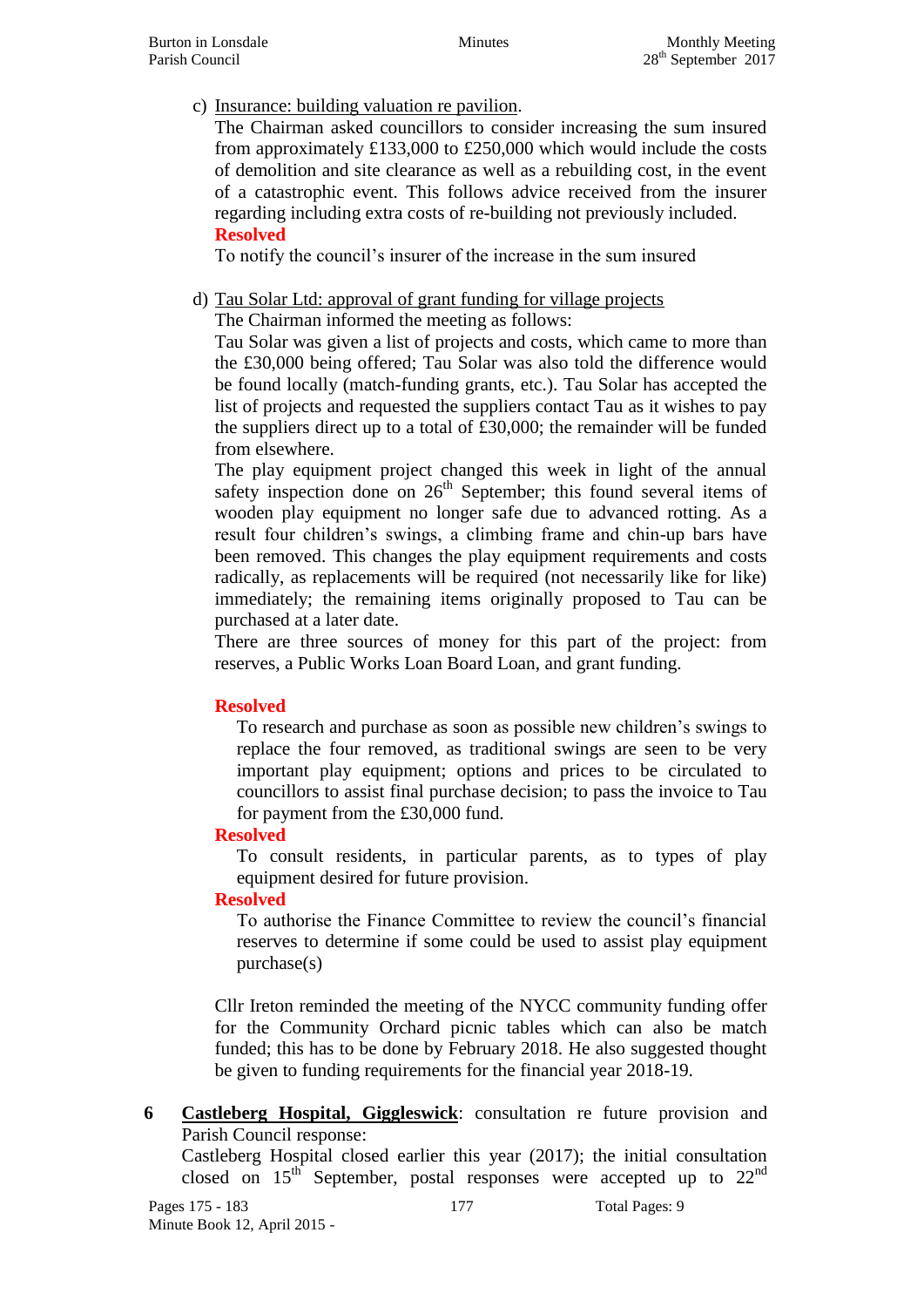c) Insurance: building valuation re pavilion.

The Chairman asked councillors to consider increasing the sum insured from approximately £133,000 to £250,000 which would include the costs of demolition and site clearance as well as a rebuilding cost, in the event of a catastrophic event. This follows advice received from the insurer regarding including extra costs of re-building not previously included.

**Resolved**

To notify the council's insurer of the increase in the sum insured

d) Tau Solar Ltd: approval of grant funding for village projects

The Chairman informed the meeting as follows:

Tau Solar was given a list of projects and costs, which came to more than the £30,000 being offered; Tau Solar was also told the difference would be found locally (match-funding grants, etc.). Tau Solar has accepted the list of projects and requested the suppliers contact Tau as it wishes to pay the suppliers direct up to a total of £30,000; the remainder will be funded from elsewhere.

The play equipment project changed this week in light of the annual safety inspection done on 26th September; this found several items of wooden play equipment no longer safe due to advanced rotting. As a result four children's swings, a climbing frame and chin-up bars have been removed. This changes the play equipment requirements and costs radically, as replacements will be required (not necessarily like for like) immediately; the remaining items originally proposed to Tau can be purchased at a later date.

There are three sources of money for this part of the project: from reserves, a Public Works Loan Board Loan, and grant funding.

**Resolved**

To research and purchase as soon as possible new children's swings to replace the four removed, as traditional swings are seen to be very important play equipment; options and prices to be circulated to councillors to assist final purchase decision; to pass the invoice to Tau for payment from the £30,000 fund.

**Resolved**

To consult residents, in particular parents, as to types of play equipment desired for future provision.

**Resolved**

To authorise the Finance Committee to review the council's financial reserves to determine if some could be used to assist play equipment purchase(s)

Cllr Ireton reminded the meeting of the NYCC community funding offer for the Community Orchard picnic tables which can also be match funded; this has to be done by February 2018. He also suggested thought be given to funding requirements for the financial year 2018-19.

**6** **Castleberg Hospital, Giggleswick**: consultation re future provision and Parish Council response:

Castleberg Hospital closed earlier this year (2017); the initial consultation closed on 15th September, postal responses were accepted up to 22nd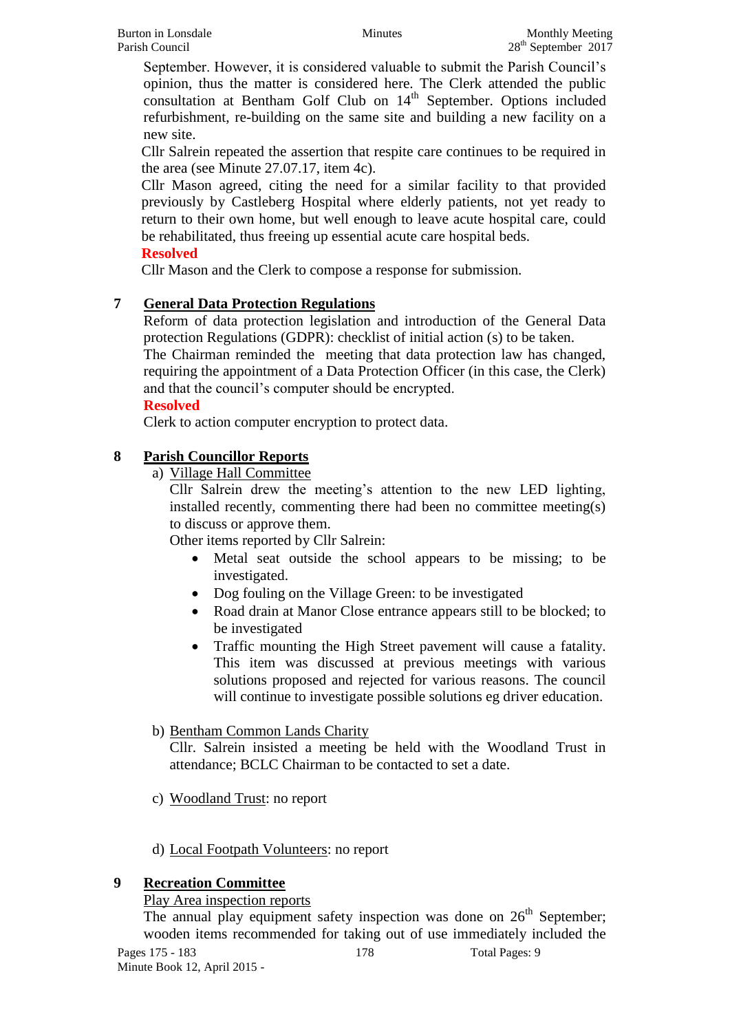September. However, it is considered valuable to submit the Parish Council's opinion, thus the matter is considered here. The Clerk attended the public consultation at Bentham Golf Club on 14th September. Options included refurbishment, re-building on the same site and building a new facility on a new site.

Cllr Salrein repeated the assertion that respite care continues to be required in the area (see Minute 27.07.17, item 4c).

Cllr Mason agreed, citing the need for a similar facility to that provided previously by Castleberg Hospital where elderly patients, not yet ready to return to their own home, but well enough to leave acute hospital care, could be rehabilitated, thus freeing up essential acute care hospital beds.

**Resolved**

Cllr Mason and the Clerk to compose a response for submission.

## 7 General Data Protection Regulations

Reform of data protection legislation and introduction of the General Data protection Regulations (GDPR): checklist of initial action (s) to be taken.

The Chairman reminded the meeting that data protection law has changed, requiring the appointment of a Data Protection Officer (in this case, the Clerk) and that the council's computer should be encrypted.

**Resolved**

Clerk to action computer encryption to protect data.

## 8 Parish Councillor Reports

a) Village Hall Committee

Cllr Salrein drew the meeting's attention to the new LED lighting, installed recently, commenting there had been no committee meeting(s) to discuss or approve them.

Other items reported by Cllr Salrein:

- Metal seat outside the school appears to be missing; to be investigated.
- Dog fouling on the Village Green: to be investigated
- Road drain at Manor Close entrance appears still to be blocked; to be investigated
- Traffic mounting the High Street pavement will cause a fatality. This item was discussed at previous meetings with various solutions proposed and rejected for various reasons. The council will continue to investigate possible solutions eg driver education.

b) Bentham Common Lands Charity

Cllr. Salrein insisted a meeting be held with the Woodland Trust in attendance; BCLC Chairman to be contacted to set a date.

c) Woodland Trust: no report

d) Local Footpath Volunteers: no report

## 9 Recreation Committee

Play Area inspection reports

The annual play equipment safety inspection was done on 26th September; wooden items recommended for taking out of use immediately included the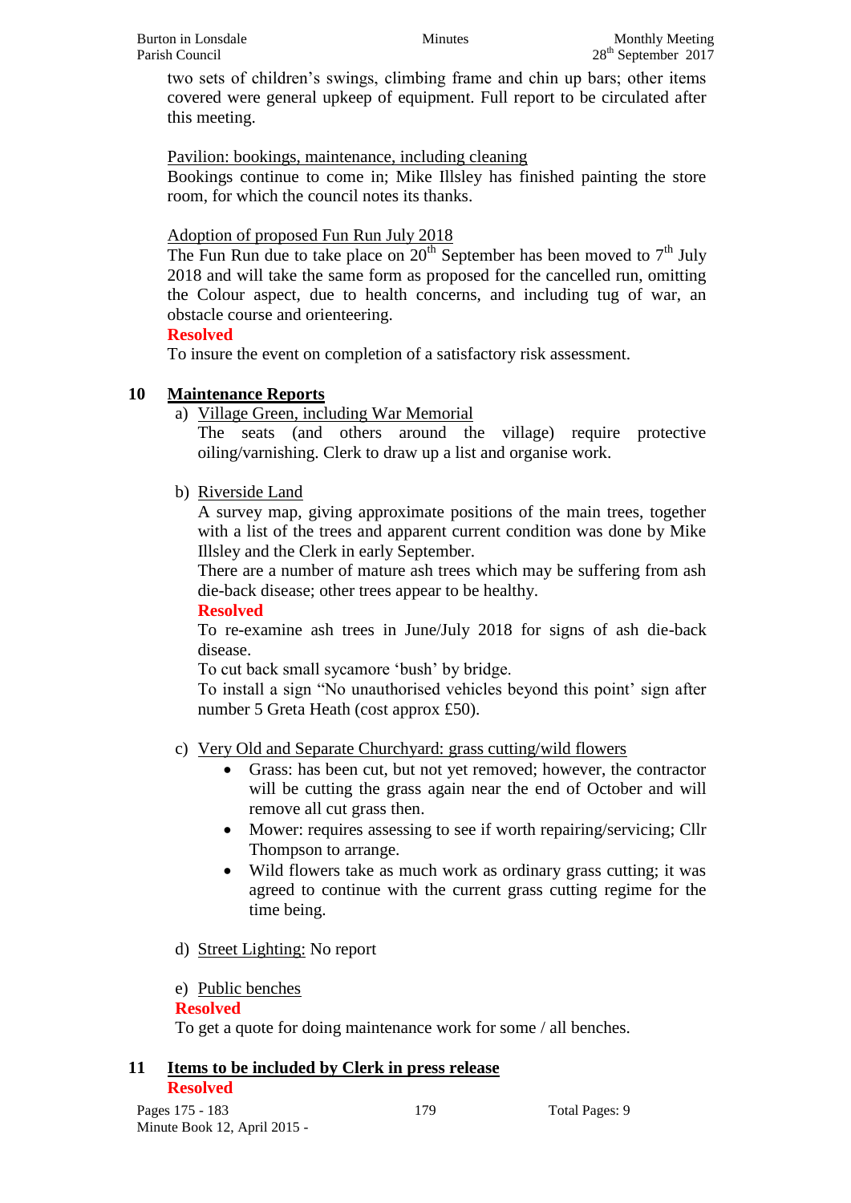two sets of children's swings, climbing frame and chin up bars; other items covered were general upkeep of equipment. Full report to be circulated after this meeting.

Pavilion: bookings, maintenance, including cleaning

Bookings continue to come in; Mike Illsley has finished painting the store room, for which the council notes its thanks.

Adoption of proposed Fun Run July 2018

The Fun Run due to take place on 20th September has been moved to 7th July 2018 and will take the same form as proposed for the cancelled run, omitting the Colour aspect, due to health concerns, and including tug of war, an obstacle course and orienteering.

**Resolved**

To insure the event on completion of a satisfactory risk assessment.

## 10 Maintenance Reports

a) Village Green, including War Memorial

The seats (and others around the village) require protective oiling/varnishing. Clerk to draw up a list and organise work.

b) Riverside Land

A survey map, giving approximate positions of the main trees, together with a list of the trees and apparent current condition was done by Mike Illsley and the Clerk in early September.

There are a number of mature ash trees which may be suffering from ash die-back disease; other trees appear to be healthy.

**Resolved**

To re-examine ash trees in June/July 2018 for signs of ash die-back disease.

To cut back small sycamore 'bush' by bridge.

To install a sign "No unauthorised vehicles beyond this point' sign after number 5 Greta Heath (cost approx £50).

c) Very Old and Separate Churchyard: grass cutting/wild flowers

- Grass: has been cut, but not yet removed; however, the contractor will be cutting the grass again near the end of October and will remove all cut grass then.
- Mower: requires assessing to see if worth repairing/servicing; Cllr Thompson to arrange.
- Wild flowers take as much work as ordinary grass cutting; it was agreed to continue with the current grass cutting regime for the time being.

d) Street Lighting: No report

e) Public benches

**Resolved**

To get a quote for doing maintenance work for some / all benches.

## 11 Items to be included by Clerk in press release

**Resolved**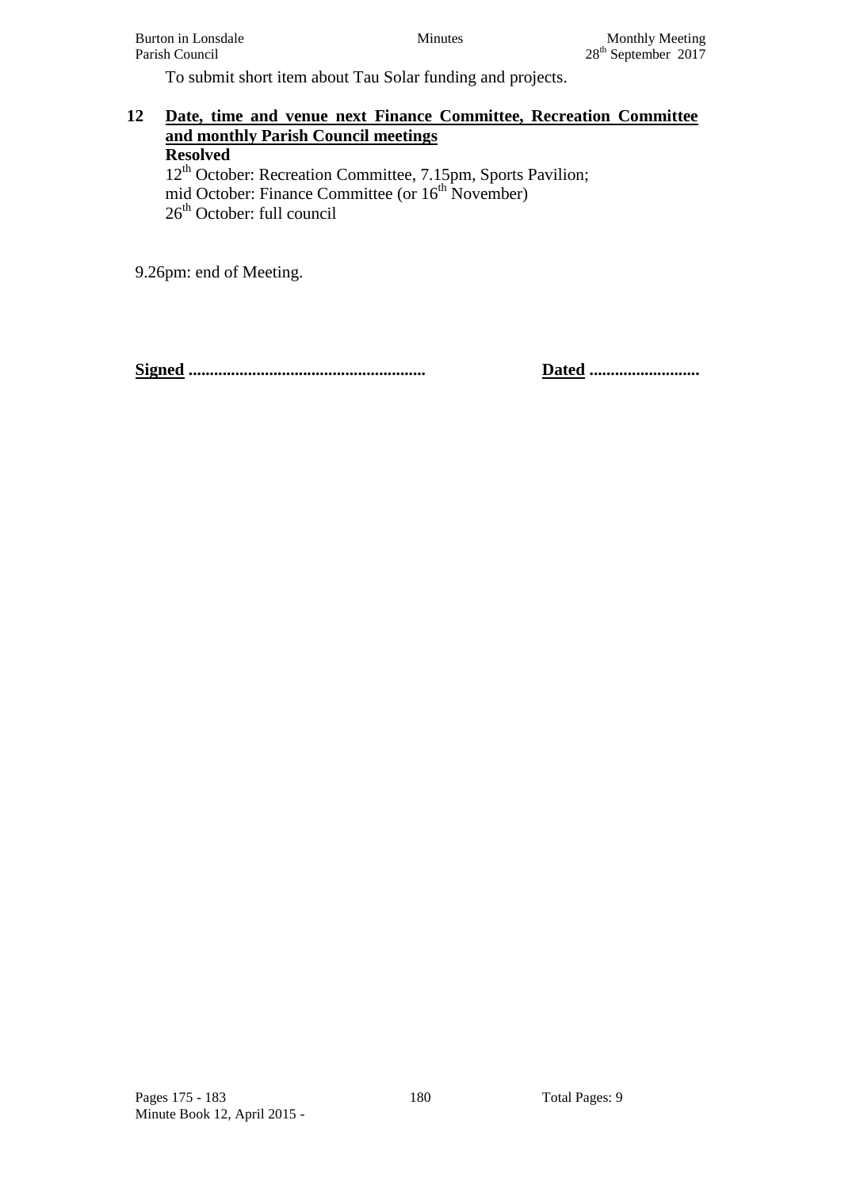To submit short item about Tau Solar funding and projects.

**12 Date, time and venue next Finance Committee, Recreation Committee and monthly Parish Council meetings**

**Resolved**

12th October: Recreation Committee, 7.15pm, Sports Pavilion;
mid October: Finance Committee (or 16th November)
26th October: full council

9.26pm: end of Meeting.

**Signed** ........................................................ **Dated** ..........................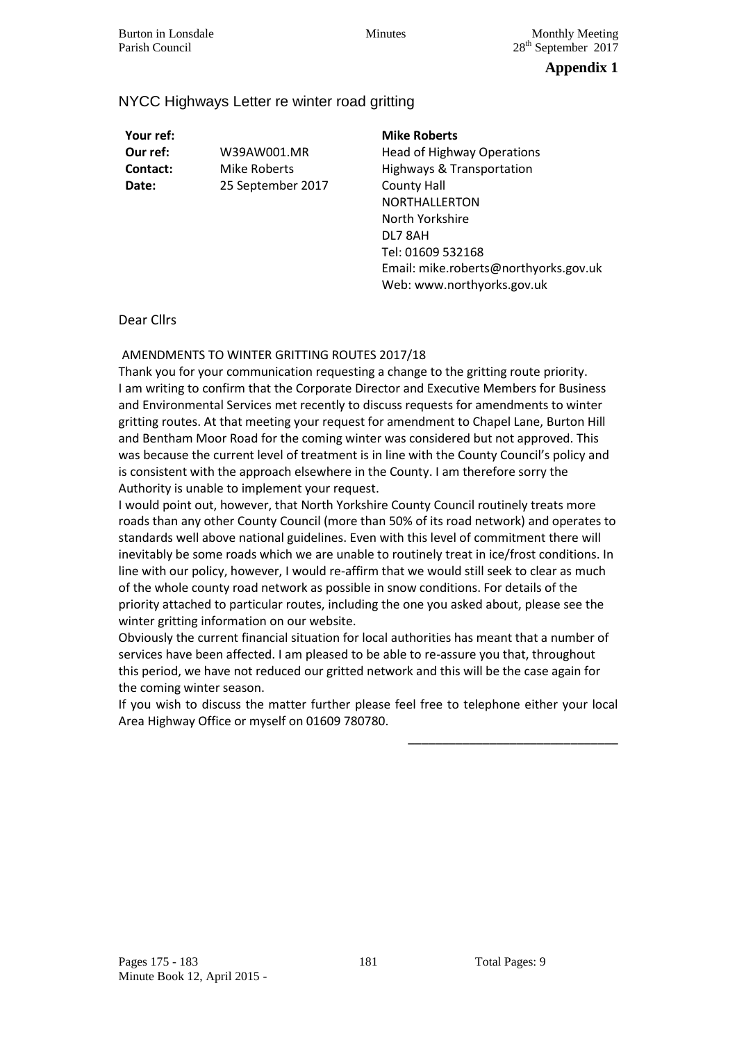**Appendix 1**

## NYCC Highways Letter re winter road gritting

| | | |
|---|---|---|
| **Your ref:** | | **Mike Roberts** |
| **Our ref:** | W39AW001.MR | Head of Highway Operations |
| **Contact:** | Mike Roberts | Highways & Transportation |
| **Date:** | 25 September 2017 | County Hall |
| | | NORTHALLERTON |
| | | North Yorkshire |
| | | DL7 8AH |
| | | Tel: 01609 532168 |
| | | Email: mike.roberts@northyorks.gov.uk |
| | | Web: www.northyorks.gov.uk |

Dear Cllrs

AMENDMENTS TO WINTER GRITTING ROUTES 2017/18

Thank you for your communication requesting a change to the gritting route priority.
I am writing to confirm that the Corporate Director and Executive Members for Business and Environmental Services met recently to discuss requests for amendments to winter gritting routes. At that meeting your request for amendment to Chapel Lane, Burton Hill and Bentham Moor Road for the coming winter was considered but not approved. This was because the current level of treatment is in line with the County Council's policy and is consistent with the approach elsewhere in the County. I am therefore sorry the Authority is unable to implement your request.

I would point out, however, that North Yorkshire County Council routinely treats more roads than any other County Council (more than 50% of its road network) and operates to standards well above national guidelines. Even with this level of commitment there will inevitably be some roads which we are unable to routinely treat in ice/frost conditions. In line with our policy, however, I would re-affirm that we would still seek to clear as much of the whole county road network as possible in snow conditions. For details of the priority attached to particular routes, including the one you asked about, please see the winter gritting information on our website.

Obviously the current financial situation for local authorities has meant that a number of services have been affected. I am pleased to be able to re-assure you that, throughout this period, we have not reduced our gritted network and this will be the case again for the coming winter season.

If you wish to discuss the matter further please feel free to telephone either your local Area Highway Office or myself on 01609 780780.

---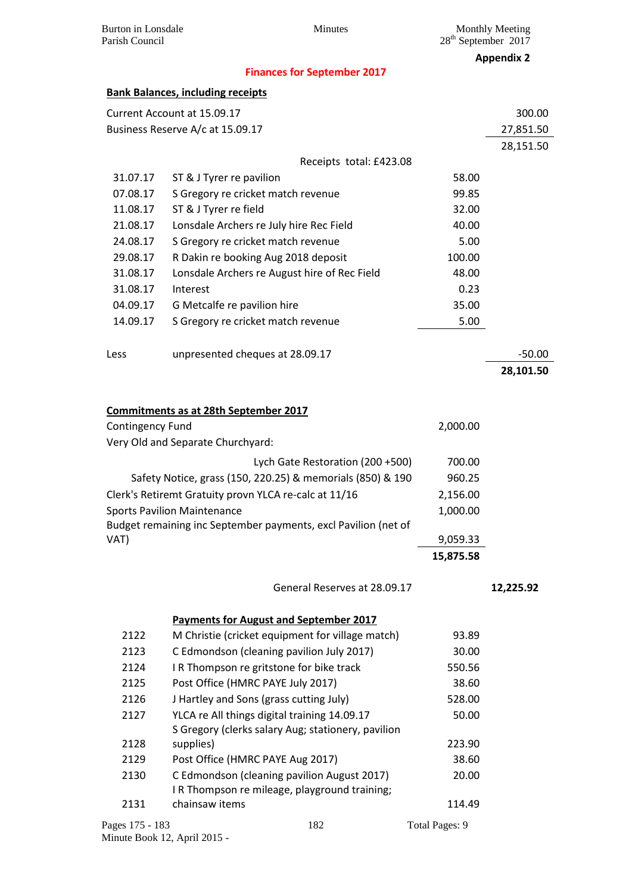**Appendix 2**

## Finances for September 2017

**Bank Balances, including receipts**

| | | | |
|---|---|---|---|
| Current Account at 15.09.17 | | | 300.00 |
| Business Reserve A/c at 15.09.17 | | | 27,851.50 |
| | | | 28,151.50 |
| | Receipts total: £423.08 | | |
| 31.07.17 | ST & J Tyrer re pavilion | 58.00 | |
| 07.08.17 | S Gregory re cricket match revenue | 99.85 | |
| 11.08.17 | ST & J Tyrer re field | 32.00 | |
| 21.08.17 | Lonsdale Archers re July hire Rec Field | 40.00 | |
| 24.08.17 | S Gregory re cricket match revenue | 5.00 | |
| 29.08.17 | R Dakin re booking Aug 2018 deposit | 100.00 | |
| 31.08.17 | Lonsdale Archers re August hire of Rec Field | 48.00 | |
| 31.08.17 | Interest | 0.23 | |
| 04.09.17 | G Metcalfe re pavilion hire | 35.00 | |
| 14.09.17 | S Gregory re cricket match revenue | 5.00 | |
| Less | unpresented cheques at 28.09.17 | | -50.00 |
| | | | **28,101.50** |

**Commitments as at 28th September 2017**

| | | |
|---|---|---|
| Contingency Fund | 2,000.00 | |
| Very Old and Separate Churchyard: | | |
| Lych Gate Restoration (200 +500) | 700.00 | |
| Safety Notice, grass (150, 220.25) & memorials (850) & 190 | 960.25 | |
| Clerk's Retiremt Gratuity provn YLCA re-calc at 11/16 | 2,156.00 | |
| Sports Pavilion Maintenance | 1,000.00 | |
| Budget remaining inc September payments, excl Pavilion (net of VAT) | 9,059.33 | |
| | **15,875.58** | |
| General Reserves at 28.09.17 | | **12,225.92** |

**Payments for August and September 2017**

| | | |
|---|---|---|
| 2122 | M Christie (cricket equipment for village match) | 93.89 |
| 2123 | C Edmondson (cleaning pavilion July 2017) | 30.00 |
| 2124 | I R Thompson re gritstone for bike track | 550.56 |
| 2125 | Post Office (HMRC PAYE July 2017) | 38.60 |
| 2126 | J Hartley and Sons (grass cutting July) | 528.00 |
| 2127 | YLCA re All things digital training 14.09.17 | 50.00 |
| 2128 | S Gregory (clerks salary Aug; stationery, pavilion supplies) | 223.90 |
| 2129 | Post Office (HMRC PAYE Aug 2017) | 38.60 |
| 2130 | C Edmondson (cleaning pavilion August 2017) | 20.00 |
| 2131 | I R Thompson re mileage, playground training; chainsaw items | 114.49 |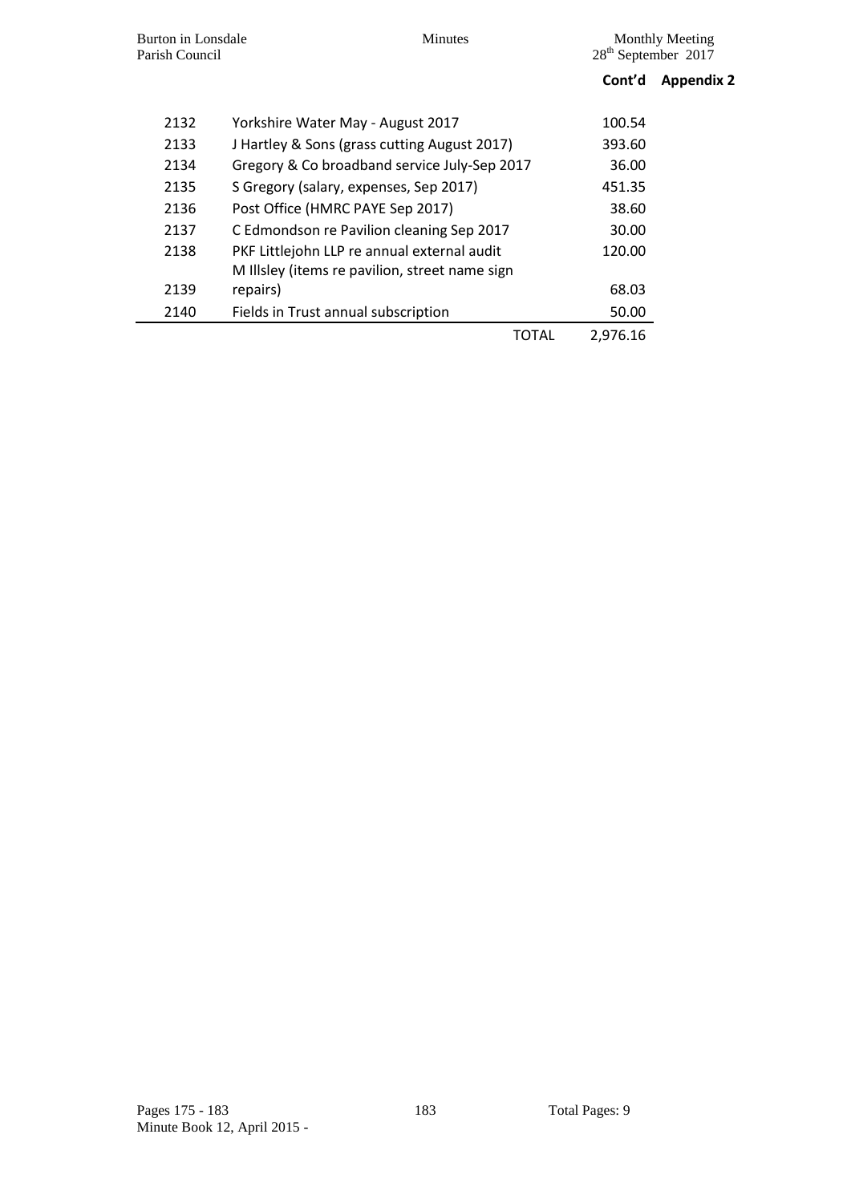**Cont'd Appendix 2**

| | | |
|---|---|---|
| 2132 | Yorkshire Water May - August 2017 | 100.54 |
| 2133 | J Hartley & Sons (grass cutting August 2017) | 393.60 |
| 2134 | Gregory & Co broadband service July-Sep 2017 | 36.00 |
| 2135 | S Gregory (salary, expenses, Sep 2017) | 451.35 |
| 2136 | Post Office (HMRC PAYE Sep 2017) | 38.60 |
| 2137 | C Edmondson re Pavilion cleaning Sep 2017 | 30.00 |
| 2138 | PKF Littlejohn LLP re annual external audit | 120.00 |
| 2139 | M Illsley (items re pavilion, street name sign repairs) | 68.03 |
| 2140 | Fields in Trust annual subscription | 50.00 |
| | TOTAL | 2,976.16 |

Minute Book 12, April 2015 -